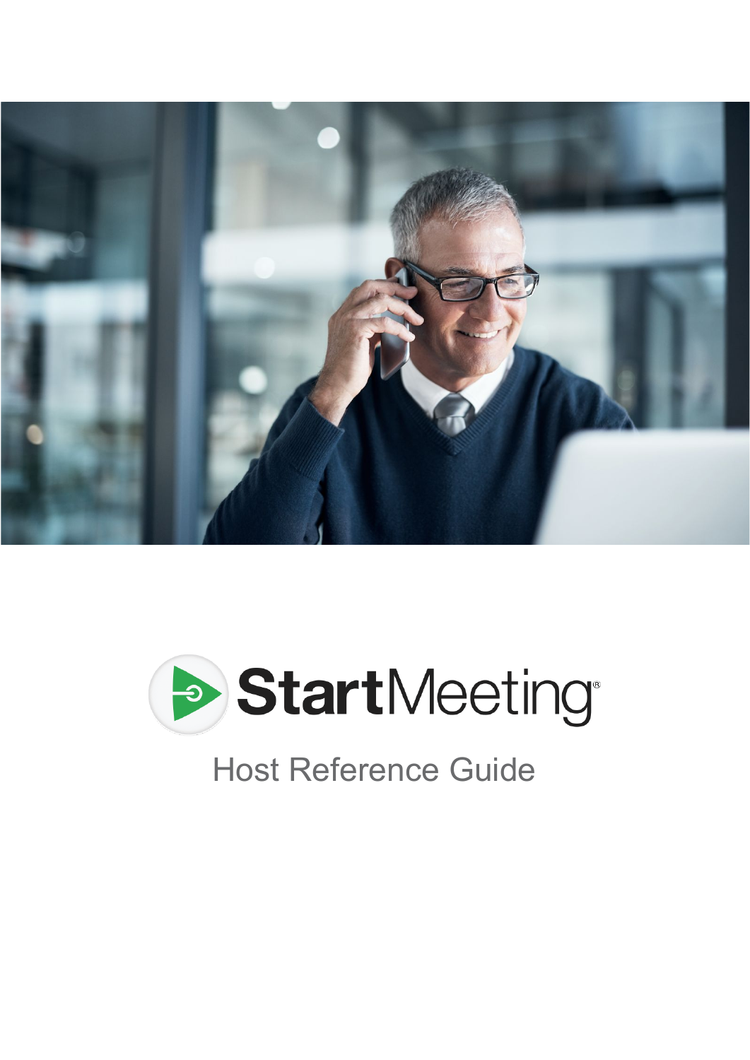# StartMeeting®

## Host Reference Guide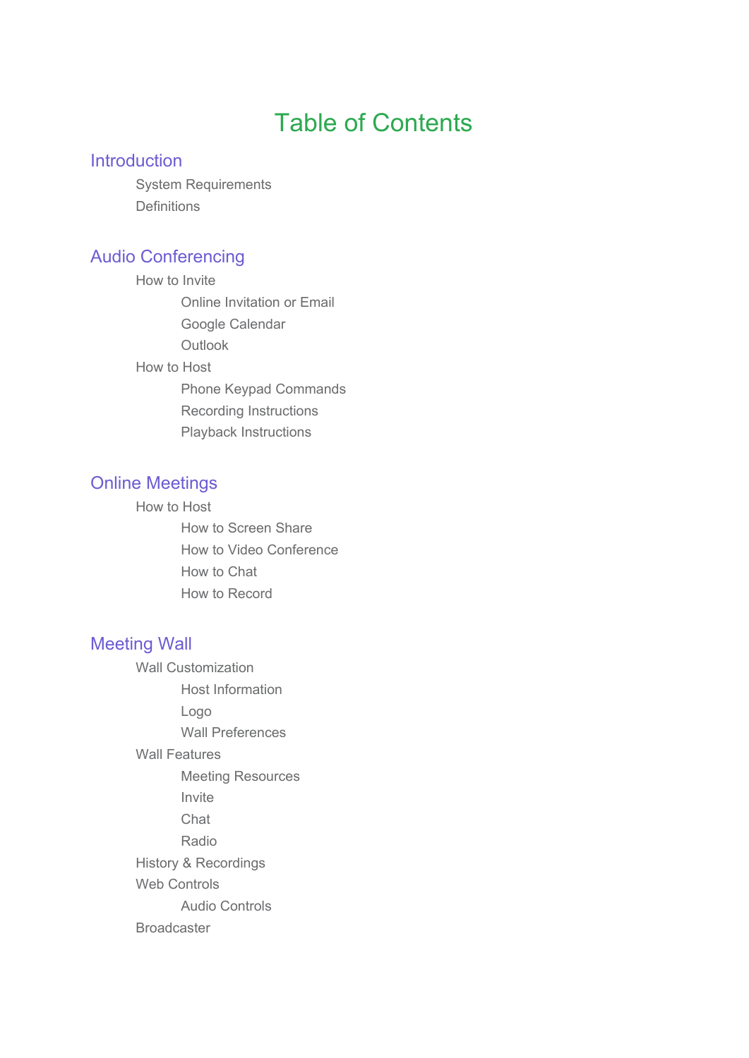# Table of Contents

## Introduction

- System Requirements
- Definitions

## Audio Conferencing

- How to Invite
  - Online Invitation or Email
  - Google Calendar
  - Outlook
- How to Host
  - Phone Keypad Commands
  - Recording Instructions
  - Playback Instructions

## Online Meetings

- How to Host
  - How to Screen Share
  - How to Video Conference
  - How to Chat
  - How to Record

## Meeting Wall

- Wall Customization
  - Host Information
  - Logo
  - Wall Preferences
- Wall Features
  - Meeting Resources
  - Invite
  - Chat
  - Radio
- History & Recordings
- Web Controls
  - Audio Controls
- Broadcaster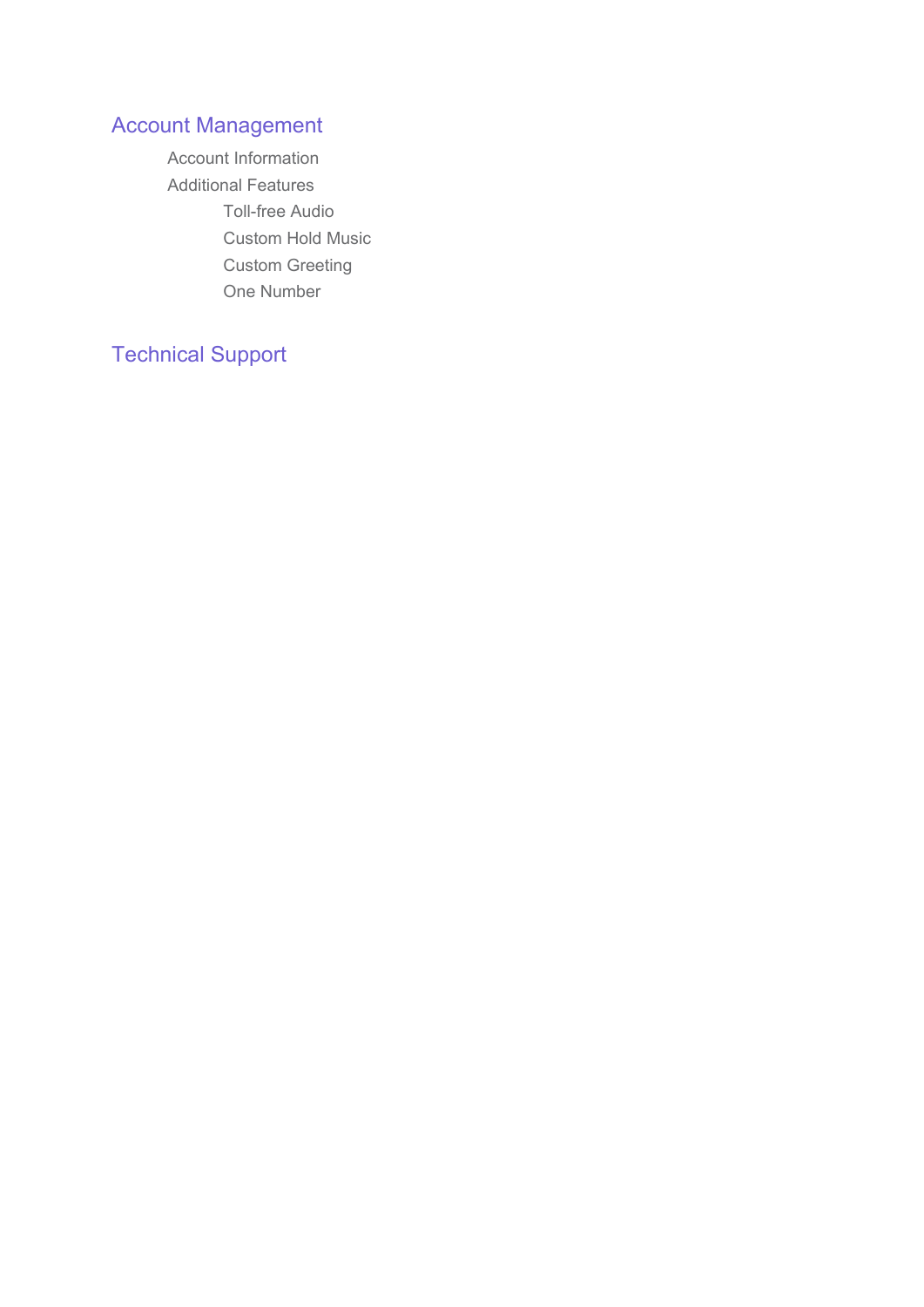## Account Management

- Account Information
- Additional Features
    - Toll-free Audio
    - Custom Hold Music
    - Custom Greeting
    - One Number

## Technical Support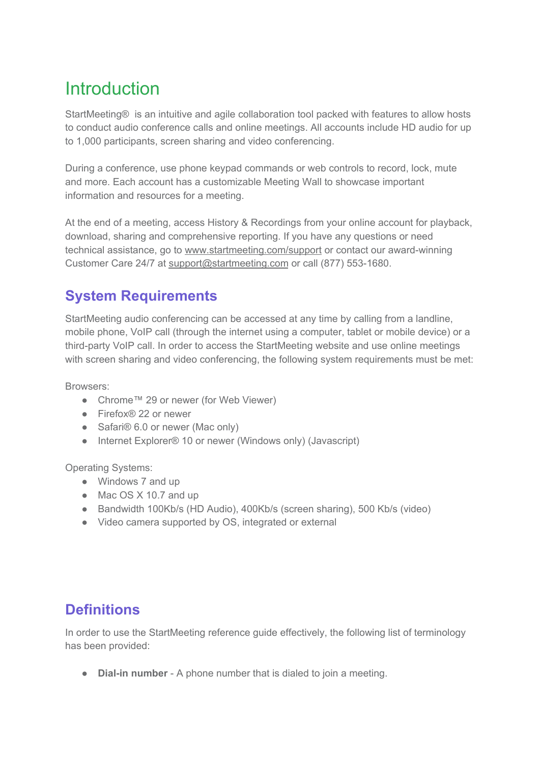# Introduction

StartMeeting® is an intuitive and agile collaboration tool packed with features to allow hosts to conduct audio conference calls and online meetings. All accounts include HD audio for up to 1,000 participants, screen sharing and video conferencing.

During a conference, use phone keypad commands or web controls to record, lock, mute and more. Each account has a customizable Meeting Wall to showcase important information and resources for a meeting.

At the end of a meeting, access History & Recordings from your online account for playback, download, sharing and comprehensive reporting. If you have any questions or need technical assistance, go to www.startmeeting.com/support or contact our award-winning Customer Care 24/7 at support@startmeeting.com or call (877) 553-1680.

## System Requirements

StartMeeting audio conferencing can be accessed at any time by calling from a landline, mobile phone, VoIP call (through the internet using a computer, tablet or mobile device) or a third-party VoIP call. In order to access the StartMeeting website and use online meetings with screen sharing and video conferencing, the following system requirements must be met:

Browsers:

- Chrome™ 29 or newer (for Web Viewer)
- Firefox® 22 or newer
- Safari® 6.0 or newer (Mac only)
- Internet Explorer® 10 or newer (Windows only) (Javascript)

Operating Systems:

- Windows 7 and up
- Mac OS X 10.7 and up
- Bandwidth 100Kb/s (HD Audio), 400Kb/s (screen sharing), 500 Kb/s (video)
- Video camera supported by OS, integrated or external

## Definitions

In order to use the StartMeeting reference guide effectively, the following list of terminology has been provided:

- **Dial-in number** - A phone number that is dialed to join a meeting.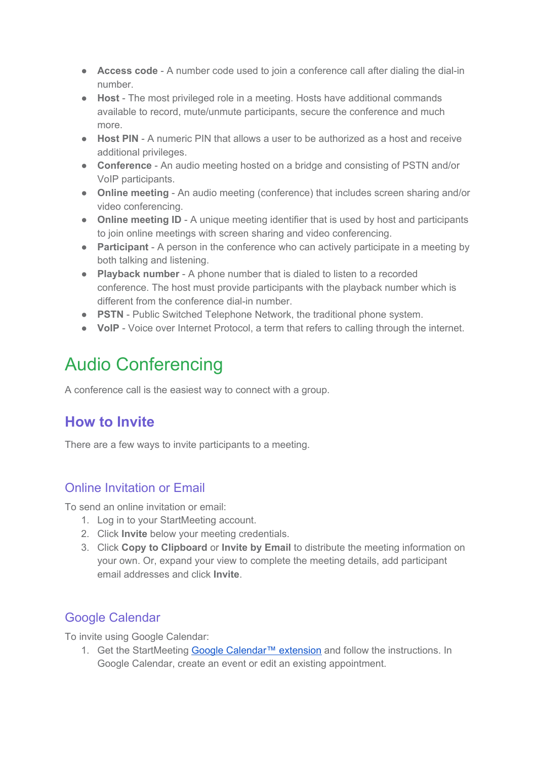- **Access code** - A number code used to join a conference call after dialing the dial-in number.
- **Host** - The most privileged role in a meeting. Hosts have additional commands available to record, mute/unmute participants, secure the conference and much more.
- **Host PIN** - A numeric PIN that allows a user to be authorized as a host and receive additional privileges.
- **Conference** - An audio meeting hosted on a bridge and consisting of PSTN and/or VoIP participants.
- **Online meeting** - An audio meeting (conference) that includes screen sharing and/or video conferencing.
- **Online meeting ID** - A unique meeting identifier that is used by host and participants to join online meetings with screen sharing and video conferencing.
- **Participant** - A person in the conference who can actively participate in a meeting by both talking and listening.
- **Playback number** - A phone number that is dialed to listen to a recorded conference. The host must provide participants with the playback number which is different from the conference dial-in number.
- **PSTN** - Public Switched Telephone Network, the traditional phone system.
- **VoIP** - Voice over Internet Protocol, a term that refers to calling through the internet.

# Audio Conferencing

A conference call is the easiest way to connect with a group.

## How to Invite

There are a few ways to invite participants to a meeting.

### Online Invitation or Email

To send an online invitation or email:

1. Log in to your StartMeeting account.
2. Click **Invite** below your meeting credentials.
3. Click **Copy to Clipboard** or **Invite by Email** to distribute the meeting information on your own. Or, expand your view to complete the meeting details, add participant email addresses and click **Invite**.

### Google Calendar

To invite using Google Calendar:

1. Get the StartMeeting Google Calendar™ extension and follow the instructions. In Google Calendar, create an event or edit an existing appointment.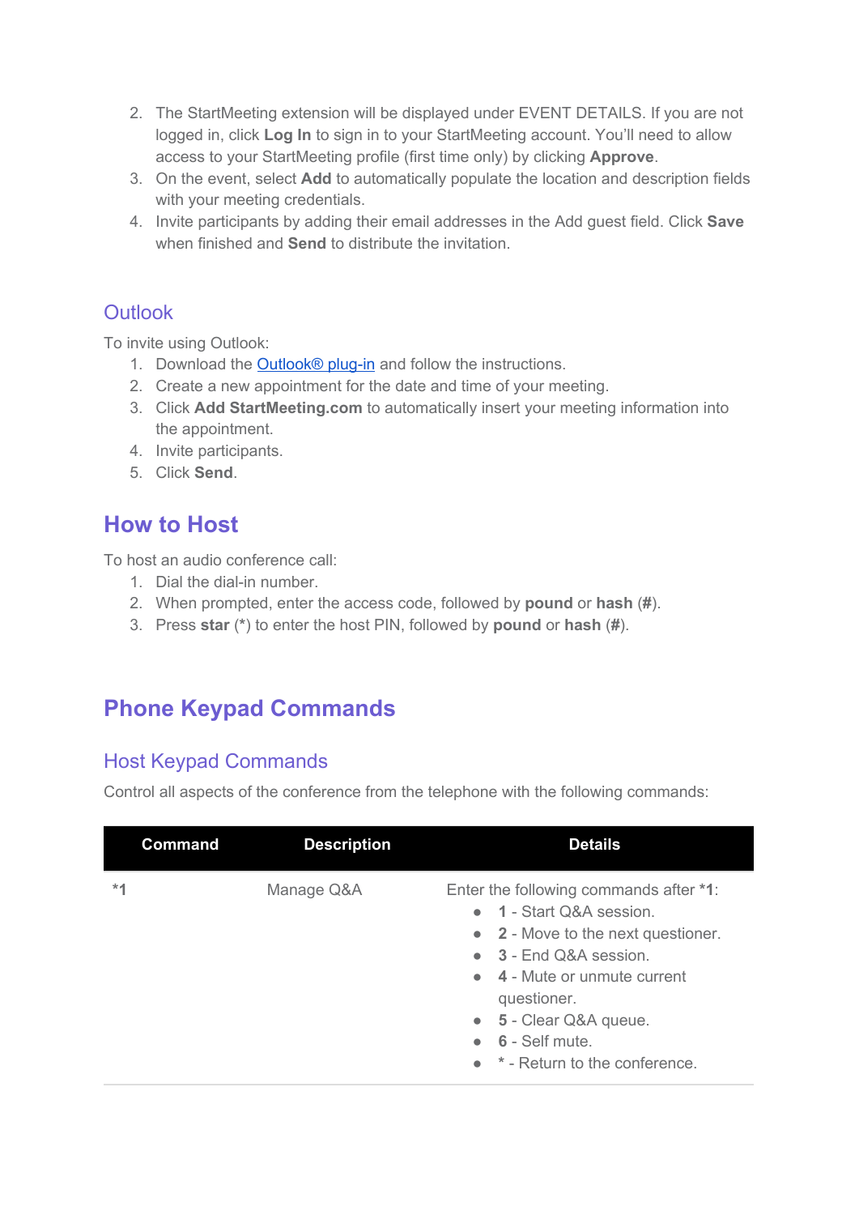2. The StartMeeting extension will be displayed under EVENT DETAILS. If you are not logged in, click **Log In** to sign in to your StartMeeting account. You'll need to allow access to your StartMeeting profile (first time only) by clicking **Approve**.
3. On the event, select **Add** to automatically populate the location and description fields with your meeting credentials.
4. Invite participants by adding their email addresses in the Add guest field. Click **Save** when finished and **Send** to distribute the invitation.

### Outlook

To invite using Outlook:

1. Download the [Outlook® plug-in]() and follow the instructions.
2. Create a new appointment for the date and time of your meeting.
3. Click **Add StartMeeting.com** to automatically insert your meeting information into the appointment.
4. Invite participants.
5. Click **Send**.

## How to Host

To host an audio conference call:

1. Dial the dial-in number.
2. When prompted, enter the access code, followed by **pound** or **hash** (**#**).
3. Press **star** (*) to enter the host PIN, followed by **pound** or **hash** (**#**).

## Phone Keypad Commands

### Host Keypad Commands

Control all aspects of the conference from the telephone with the following commands:

| Command | Description | Details |
|---|---|---|
| ***1** | Manage Q&A | Enter the following commands after ***1**:<br>• **1** - Start Q&A session.<br>• **2** - Move to the next questioner.<br>• **3** - End Q&A session.<br>• **4** - Mute or unmute current questioner.<br>• **5** - Clear Q&A queue.<br>• **6** - Self mute.<br>• * - Return to the conference. |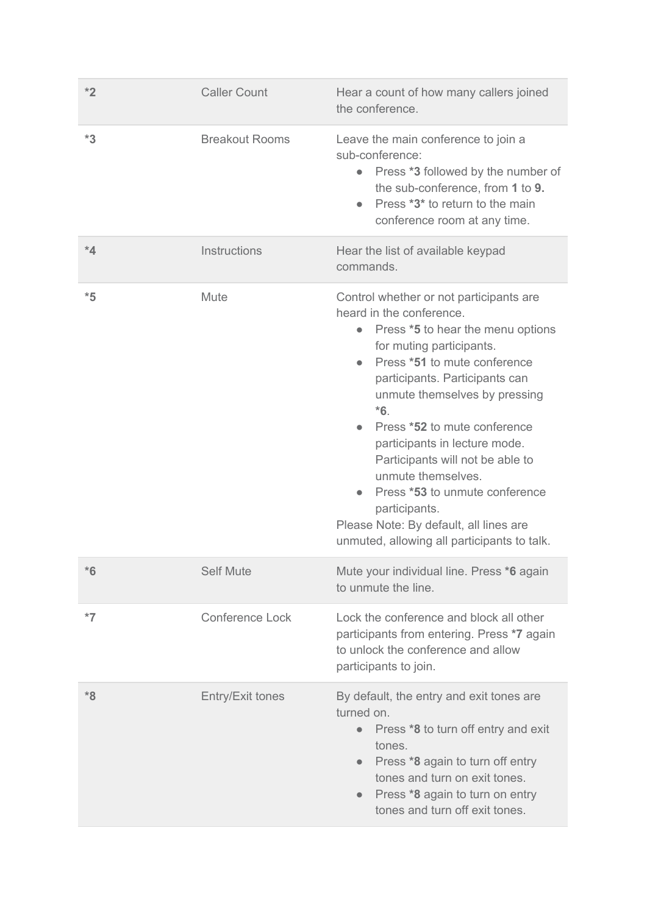| | | |
|---|---|---|
| **\*2** | Caller Count | Hear a count of how many callers joined the conference. |
| **\*3** | Breakout Rooms | Leave the main conference to join a sub-conference:<br>• Press **\*3** followed by the number of the sub-conference, from **1** to **9.**<br>• Press **\*3\*** to return to the main conference room at any time. |
| **\*4** | Instructions | Hear the list of available keypad commands. |
| **\*5** | Mute | Control whether or not participants are heard in the conference.<br>• Press **\*5** to hear the menu options for muting participants.<br>• Press **\*51** to mute conference participants. Participants can unmute themselves by pressing **\*6**.<br>• Press **\*52** to mute conference participants in lecture mode. Participants will not be able to unmute themselves.<br>• Press **\*53** to unmute conference participants.<br>Please Note: By default, all lines are unmuted, allowing all participants to talk. |
| **\*6** | Self Mute | Mute your individual line. Press **\*6** again to unmute the line. |
| **\*7** | Conference Lock | Lock the conference and block all other participants from entering. Press **\*7** again to unlock the conference and allow participants to join. |
| **\*8** | Entry/Exit tones | By default, the entry and exit tones are turned on.<br>• Press **\*8** to turn off entry and exit tones.<br>• Press **\*8** again to turn off entry tones and turn on exit tones.<br>• Press **\*8** again to turn on entry tones and turn off exit tones. |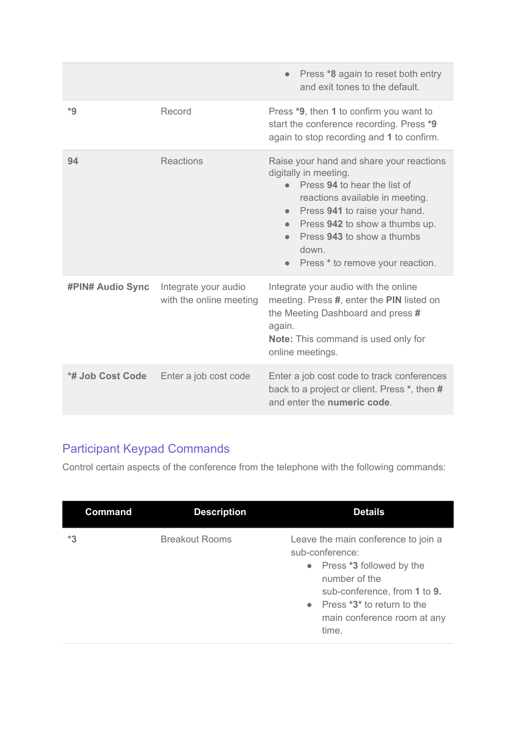| | | |
|---|---|---|
| | | • Press **\*8** again to reset both entry and exit tones to the default. |
| **\*9** | Record | Press **\*9**, then **1** to confirm you want to start the conference recording. Press **\*9** again to stop recording and **1** to confirm. |
| **94** | Reactions | Raise your hand and share your reactions digitally in meeting.<br>• Press **94** to hear the list of reactions available in meeting.<br>• Press **941** to raise your hand.<br>• Press **942** to show a thumbs up.<br>• Press **943** to show a thumbs down.<br>• Press * to remove your reaction. |
| **#PIN# Audio Sync** | Integrate your audio with the online meeting | Integrate your audio with the online meeting. Press **#**, enter the **PIN** listed on the Meeting Dashboard and press **#** again.<br>**Note:** This command is used only for online meetings. |
| **\*# Job Cost Code** | Enter a job cost code | Enter a job cost code to track conferences back to a project or client. Press *, then **#** and enter the **numeric code**. |

## Participant Keypad Commands

Control certain aspects of the conference from the telephone with the following commands:

| Command | Description | Details |
|---|---|---|
| **\*3** | Breakout Rooms | Leave the main conference to join a sub-conference:<br>• Press **\*3** followed by the number of the sub-conference, from **1** to **9.**<br>• Press **\*3\*** to return to the main conference room at any time. |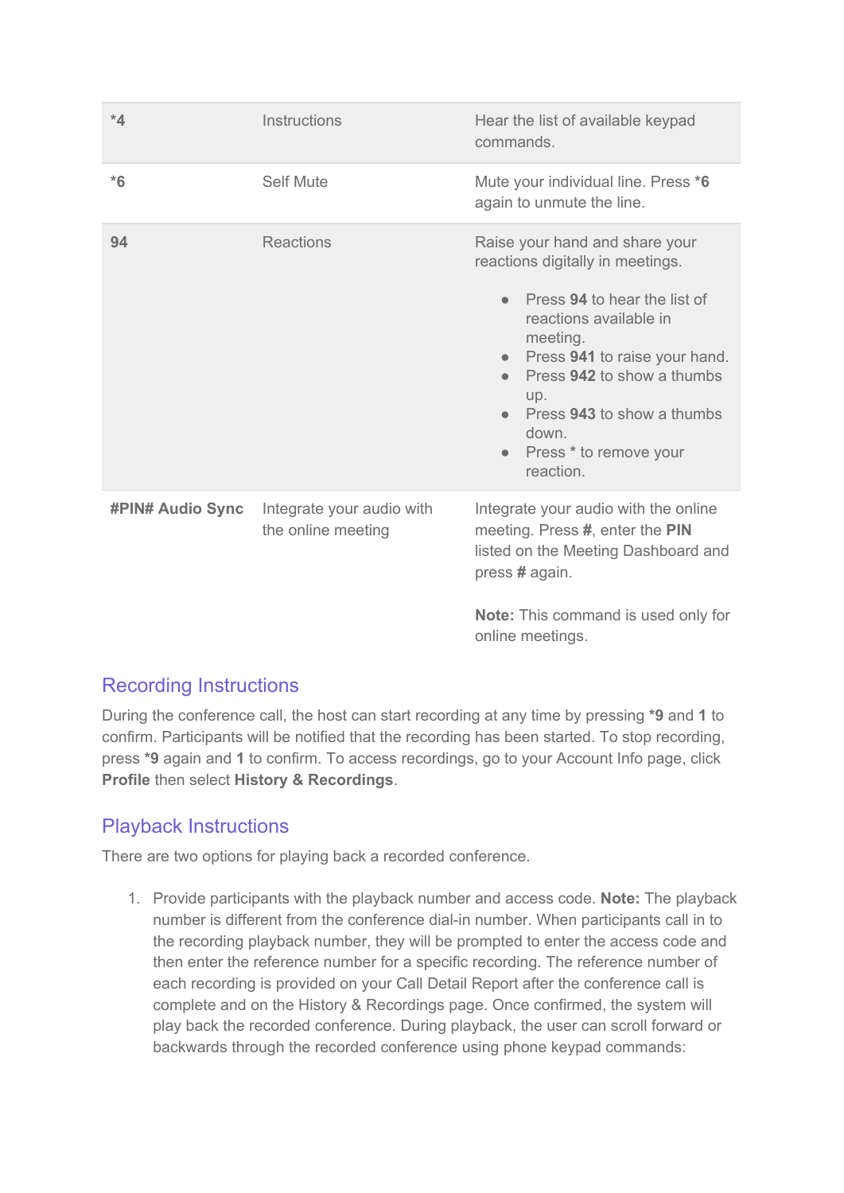| | | |
|---|---|---|
| ***4** | Instructions | Hear the list of available keypad commands. |
| ***6** | Self Mute | Mute your individual line. Press ***6** again to unmute the line. |
| **94** | Reactions | Raise your hand and share your reactions digitally in meetings.<br><br>• Press **94** to hear the list of reactions available in meeting.<br>• Press **941** to raise your hand.<br>• Press **942** to show a thumbs up.<br>• Press **943** to show a thumbs down.<br>• Press * to remove your reaction. |
| **#PIN# Audio Sync** | Integrate your audio with the online meeting | Integrate your audio with the online meeting. Press **#**, enter the **PIN** listed on the Meeting Dashboard and press **#** again.<br><br>**Note:** This command is used only for online meetings. |

## Recording Instructions

During the conference call, the host can start recording at any time by pressing ***9** and **1** to confirm. Participants will be notified that the recording has been started. To stop recording, press ***9** again and **1** to confirm. To access recordings, go to your Account Info page, click **Profile** then select **History & Recordings**.

## Playback Instructions

There are two options for playing back a recorded conference.

1. Provide participants with the playback number and access code. **Note:** The playback number is different from the conference dial-in number. When participants call in to the recording playback number, they will be prompted to enter the access code and then enter the reference number for a specific recording. The reference number of each recording is provided on your Call Detail Report after the conference call is complete and on the History & Recordings page. Once confirmed, the system will play back the recorded conference. During playback, the user can scroll forward or backwards through the recorded conference using phone keypad commands: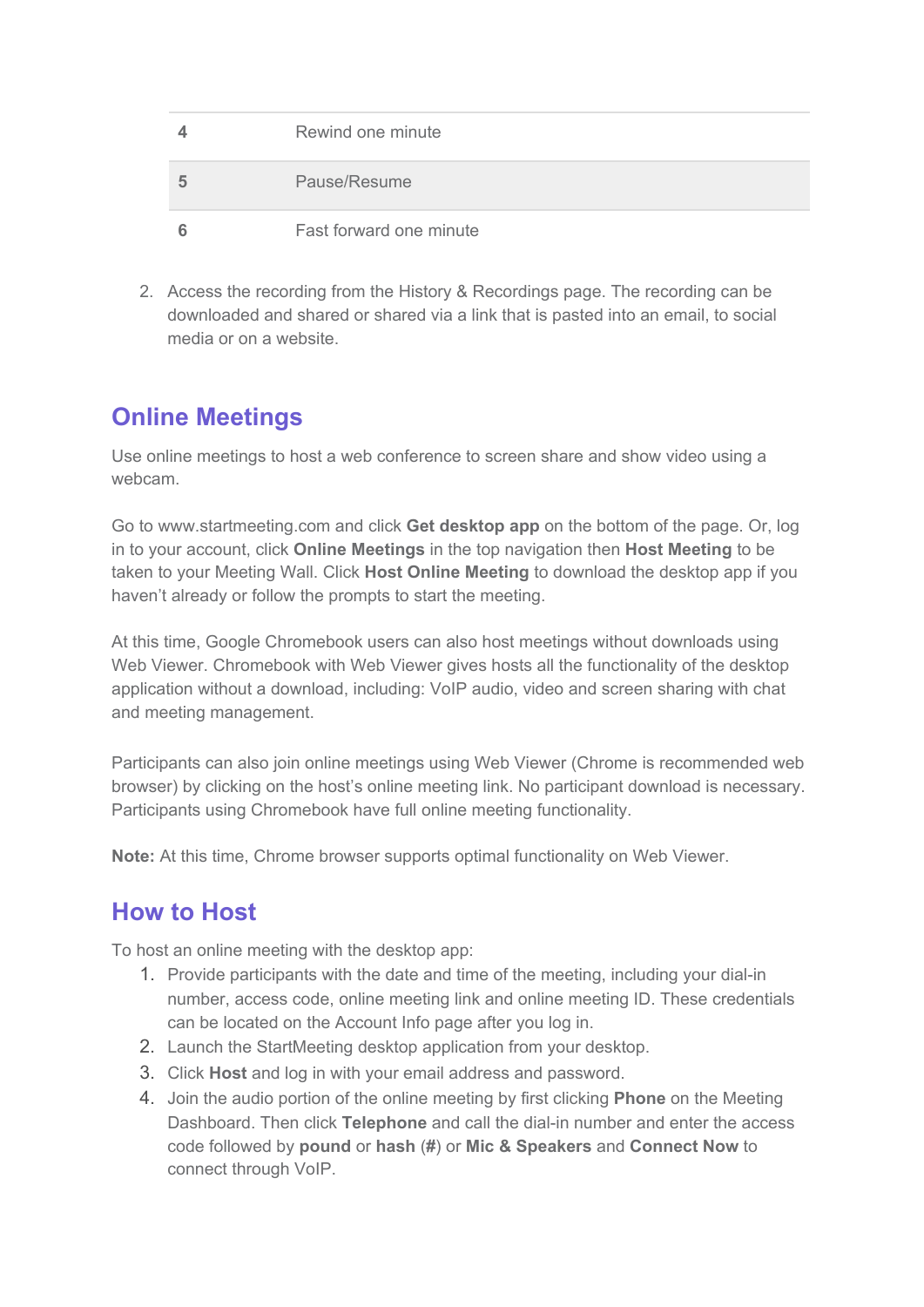| 4 | Rewind one minute |
|---|---|
| 5 | Pause/Resume |
| 6 | Fast forward one minute |

2. Access the recording from the History & Recordings page. The recording can be downloaded and shared or shared via a link that is pasted into an email, to social media or on a website.

## Online Meetings

Use online meetings to host a web conference to screen share and show video using a webcam.

Go to www.startmeeting.com and click **Get desktop app** on the bottom of the page. Or, log in to your account, click **Online Meetings** in the top navigation then **Host Meeting** to be taken to your Meeting Wall. Click **Host Online Meeting** to download the desktop app if you haven't already or follow the prompts to start the meeting.

At this time, Google Chromebook users can also host meetings without downloads using Web Viewer. Chromebook with Web Viewer gives hosts all the functionality of the desktop application without a download, including: VoIP audio, video and screen sharing with chat and meeting management.

Participants can also join online meetings using Web Viewer (Chrome is recommended web browser) by clicking on the host's online meeting link. No participant download is necessary. Participants using Chromebook have full online meeting functionality.

**Note:** At this time, Chrome browser supports optimal functionality on Web Viewer.

## How to Host

To host an online meeting with the desktop app:

1. Provide participants with the date and time of the meeting, including your dial-in number, access code, online meeting link and online meeting ID. These credentials can be located on the Account Info page after you log in.
2. Launch the StartMeeting desktop application from your desktop.
3. Click **Host** and log in with your email address and password.
4. Join the audio portion of the online meeting by first clicking **Phone** on the Meeting Dashboard. Then click **Telephone** and call the dial-in number and enter the access code followed by **pound** or **hash** (**#**) or **Mic & Speakers** and **Connect Now** to connect through VoIP.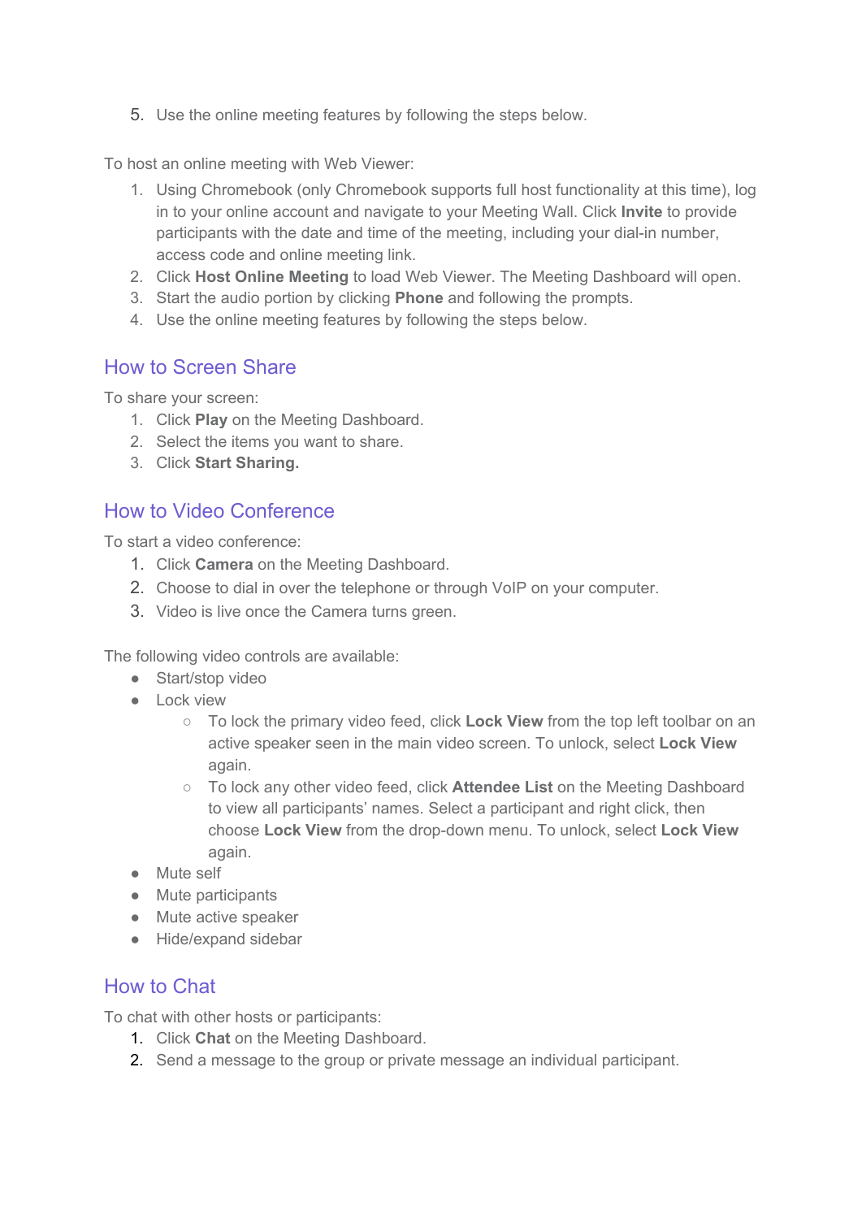5. Use the online meeting features by following the steps below.

To host an online meeting with Web Viewer:

1. Using Chromebook (only Chromebook supports full host functionality at this time), log in to your online account and navigate to your Meeting Wall. Click **Invite** to provide participants with the date and time of the meeting, including your dial-in number, access code and online meeting link.
2. Click **Host Online Meeting** to load Web Viewer. The Meeting Dashboard will open.
3. Start the audio portion by clicking **Phone** and following the prompts.
4. Use the online meeting features by following the steps below.

## How to Screen Share

To share your screen:

1. Click **Play** on the Meeting Dashboard.
2. Select the items you want to share.
3. Click **Start Sharing.**

## How to Video Conference

To start a video conference:

1. Click **Camera** on the Meeting Dashboard.
2. Choose to dial in over the telephone or through VoIP on your computer.
3. Video is live once the Camera turns green.

The following video controls are available:

- Start/stop video
- Lock view
    - To lock the primary video feed, click **Lock View** from the top left toolbar on an active speaker seen in the main video screen. To unlock, select **Lock View** again.
    - To lock any other video feed, click **Attendee List** on the Meeting Dashboard to view all participants' names. Select a participant and right click, then choose **Lock View** from the drop-down menu. To unlock, select **Lock View** again.
- Mute self
- Mute participants
- Mute active speaker
- Hide/expand sidebar

## How to Chat

To chat with other hosts or participants:

1. Click **Chat** on the Meeting Dashboard.
2. Send a message to the group or private message an individual participant.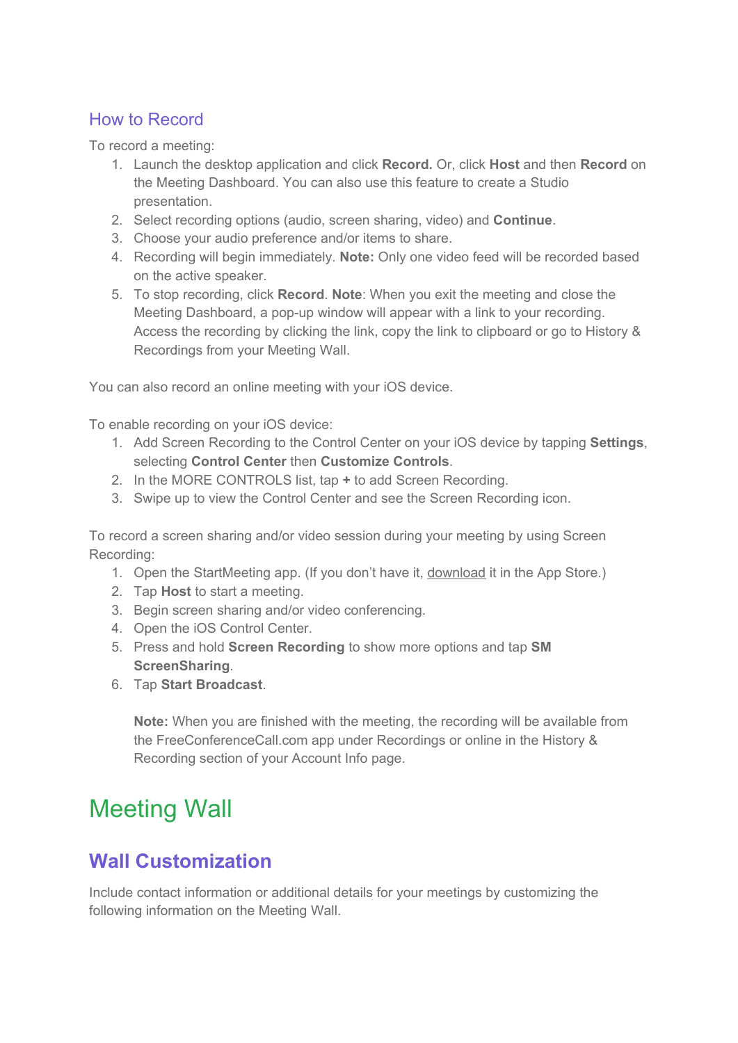### How to Record

To record a meeting:

1. Launch the desktop application and click **Record.** Or, click **Host** and then **Record** on the Meeting Dashboard. You can also use this feature to create a Studio presentation.
2. Select recording options (audio, screen sharing, video) and **Continue**.
3. Choose your audio preference and/or items to share.
4. Recording will begin immediately. **Note:** Only one video feed will be recorded based on the active speaker.
5. To stop recording, click **Record**. **Note**: When you exit the meeting and close the Meeting Dashboard, a pop-up window will appear with a link to your recording. Access the recording by clicking the link, copy the link to clipboard or go to History & Recordings from your Meeting Wall.

You can also record an online meeting with your iOS device.

To enable recording on your iOS device:

1. Add Screen Recording to the Control Center on your iOS device by tapping **Settings**, selecting **Control Center** then **Customize Controls**.
2. In the MORE CONTROLS list, tap **+** to add Screen Recording.
3. Swipe up to view the Control Center and see the Screen Recording icon.

To record a screen sharing and/or video session during your meeting by using Screen Recording:

1. Open the StartMeeting app. (If you don't have it, download it in the App Store.)
2. Tap **Host** to start a meeting.
3. Begin screen sharing and/or video conferencing.
4. Open the iOS Control Center.
5. Press and hold **Screen Recording** to show more options and tap **SM ScreenSharing**.
6. Tap **Start Broadcast**.

   **Note:** When you are finished with the meeting, the recording will be available from the FreeConferenceCall.com app under Recordings or online in the History & Recording section of your Account Info page.

# Meeting Wall

## Wall Customization

Include contact information or additional details for your meetings by customizing the following information on the Meeting Wall.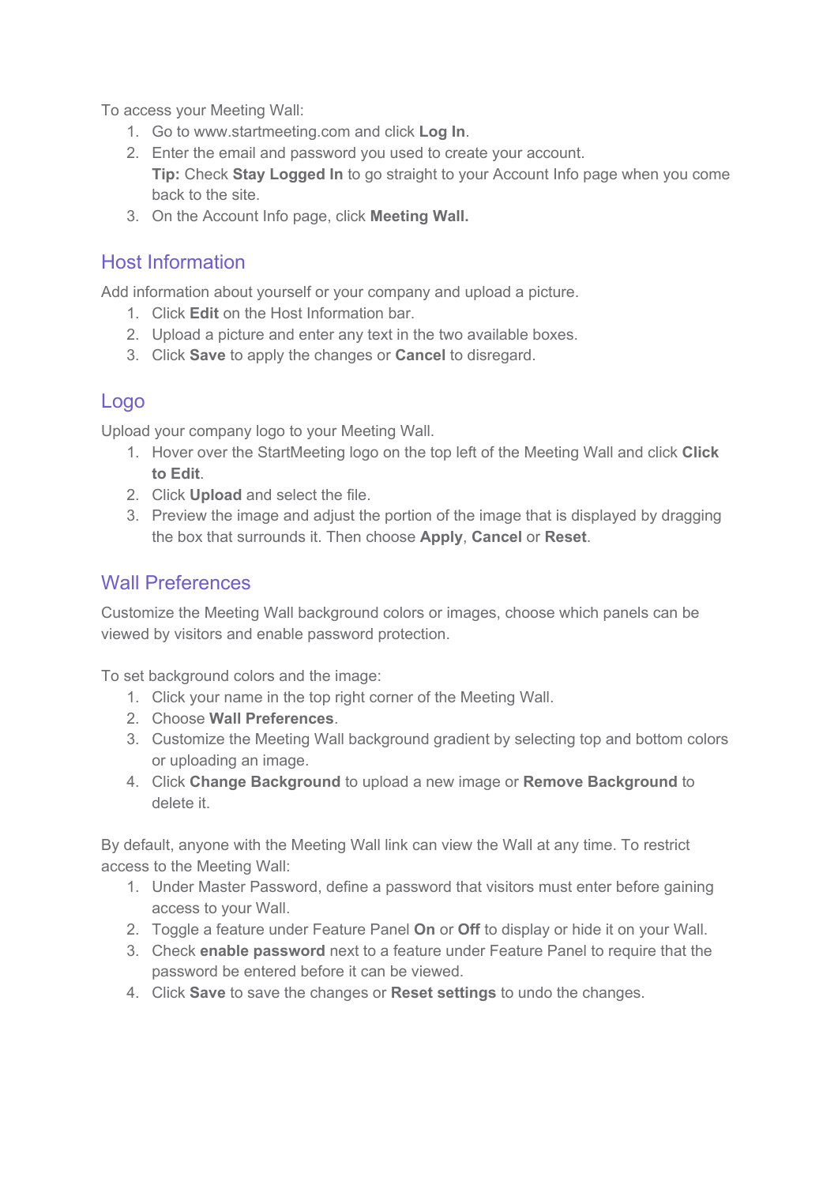To access your Meeting Wall:

1. Go to www.startmeeting.com and click **Log In**.
2. Enter the email and password you used to create your account.
   **Tip:** Check **Stay Logged In** to go straight to your Account Info page when you come back to the site.
3. On the Account Info page, click **Meeting Wall.**

## Host Information

Add information about yourself or your company and upload a picture.

1. Click **Edit** on the Host Information bar.
2. Upload a picture and enter any text in the two available boxes.
3. Click **Save** to apply the changes or **Cancel** to disregard.

## Logo

Upload your company logo to your Meeting Wall.

1. Hover over the StartMeeting logo on the top left of the Meeting Wall and click **Click to Edit**.
2. Click **Upload** and select the file.
3. Preview the image and adjust the portion of the image that is displayed by dragging the box that surrounds it. Then choose **Apply**, **Cancel** or **Reset**.

## Wall Preferences

Customize the Meeting Wall background colors or images, choose which panels can be viewed by visitors and enable password protection.

To set background colors and the image:

1. Click your name in the top right corner of the Meeting Wall.
2. Choose **Wall Preferences**.
3. Customize the Meeting Wall background gradient by selecting top and bottom colors or uploading an image.
4. Click **Change Background** to upload a new image or **Remove Background** to delete it.

By default, anyone with the Meeting Wall link can view the Wall at any time. To restrict access to the Meeting Wall:

1. Under Master Password, define a password that visitors must enter before gaining access to your Wall.
2. Toggle a feature under Feature Panel **On** or **Off** to display or hide it on your Wall.
3. Check **enable password** next to a feature under Feature Panel to require that the password be entered before it can be viewed.
4. Click **Save** to save the changes or **Reset settings** to undo the changes.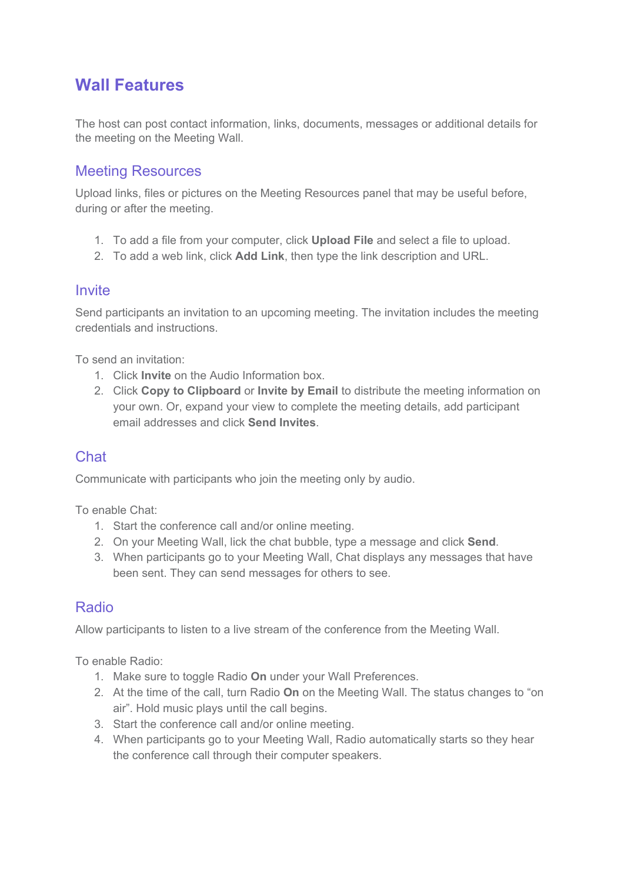# Wall Features

The host can post contact information, links, documents, messages or additional details for the meeting on the Meeting Wall.

## Meeting Resources

Upload links, files or pictures on the Meeting Resources panel that may be useful before, during or after the meeting.

1. To add a file from your computer, click **Upload File** and select a file to upload.
2. To add a web link, click **Add Link**, then type the link description and URL.

## Invite

Send participants an invitation to an upcoming meeting. The invitation includes the meeting credentials and instructions.

To send an invitation:

1. Click **Invite** on the Audio Information box.
2. Click **Copy to Clipboard** or **Invite by Email** to distribute the meeting information on your own. Or, expand your view to complete the meeting details, add participant email addresses and click **Send Invites**.

## Chat

Communicate with participants who join the meeting only by audio.

To enable Chat:

1. Start the conference call and/or online meeting.
2. On your Meeting Wall, lick the chat bubble, type a message and click **Send**.
3. When participants go to your Meeting Wall, Chat displays any messages that have been sent. They can send messages for others to see.

## Radio

Allow participants to listen to a live stream of the conference from the Meeting Wall.

To enable Radio:

1. Make sure to toggle Radio **On** under your Wall Preferences.
2. At the time of the call, turn Radio **On** on the Meeting Wall. The status changes to "on air". Hold music plays until the call begins.
3. Start the conference call and/or online meeting.
4. When participants go to your Meeting Wall, Radio automatically starts so they hear the conference call through their computer speakers.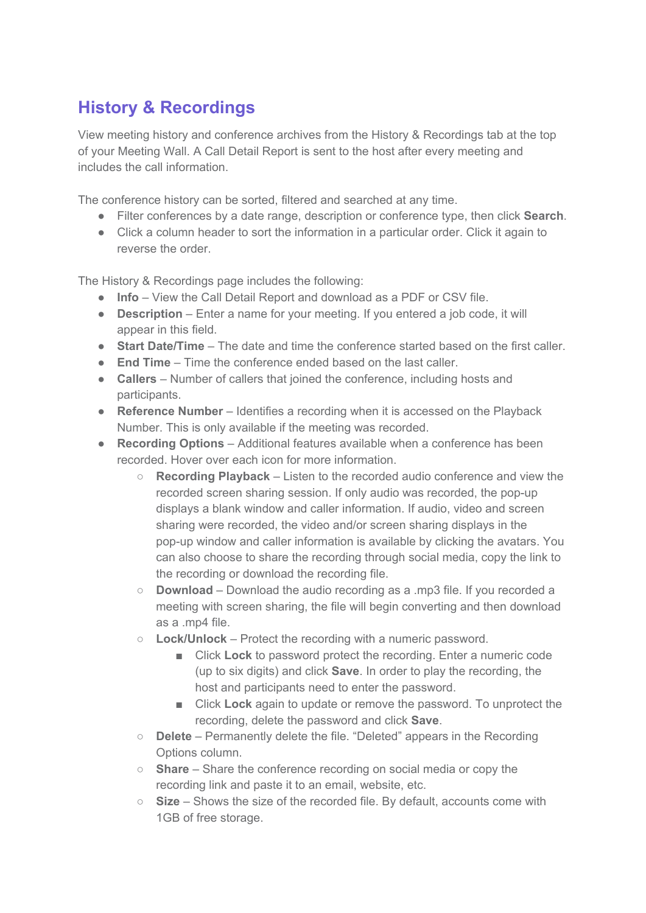## History & Recordings

View meeting history and conference archives from the History & Recordings tab at the top of your Meeting Wall. A Call Detail Report is sent to the host after every meeting and includes the call information.

The conference history can be sorted, filtered and searched at any time.

- Filter conferences by a date range, description or conference type, then click **Search**.
- Click a column header to sort the information in a particular order. Click it again to reverse the order.

The History & Recordings page includes the following:

- **Info** – View the Call Detail Report and download as a PDF or CSV file.
- **Description** – Enter a name for your meeting. If you entered a job code, it will appear in this field.
- **Start Date/Time** – The date and time the conference started based on the first caller.
- **End Time** – Time the conference ended based on the last caller.
- **Callers** – Number of callers that joined the conference, including hosts and participants.
- **Reference Number** – Identifies a recording when it is accessed on the Playback Number. This is only available if the meeting was recorded.
- **Recording Options** – Additional features available when a conference has been recorded. Hover over each icon for more information.
    - **Recording Playback** – Listen to the recorded audio conference and view the recorded screen sharing session. If only audio was recorded, the pop-up displays a blank window and caller information. If audio, video and screen sharing were recorded, the video and/or screen sharing displays in the pop-up window and caller information is available by clicking the avatars. You can also choose to share the recording through social media, copy the link to the recording or download the recording file.
    - **Download** – Download the audio recording as a .mp3 file. If you recorded a meeting with screen sharing, the file will begin converting and then download as a .mp4 file.
    - **Lock/Unlock** – Protect the recording with a numeric password.
        - Click **Lock** to password protect the recording. Enter a numeric code (up to six digits) and click **Save**. In order to play the recording, the host and participants need to enter the password.
        - Click **Lock** again to update or remove the password. To unprotect the recording, delete the password and click **Save**.
    - **Delete** – Permanently delete the file. “Deleted” appears in the Recording Options column.
    - **Share** – Share the conference recording on social media or copy the recording link and paste it to an email, website, etc.
    - **Size** – Shows the size of the recorded file. By default, accounts come with 1GB of free storage.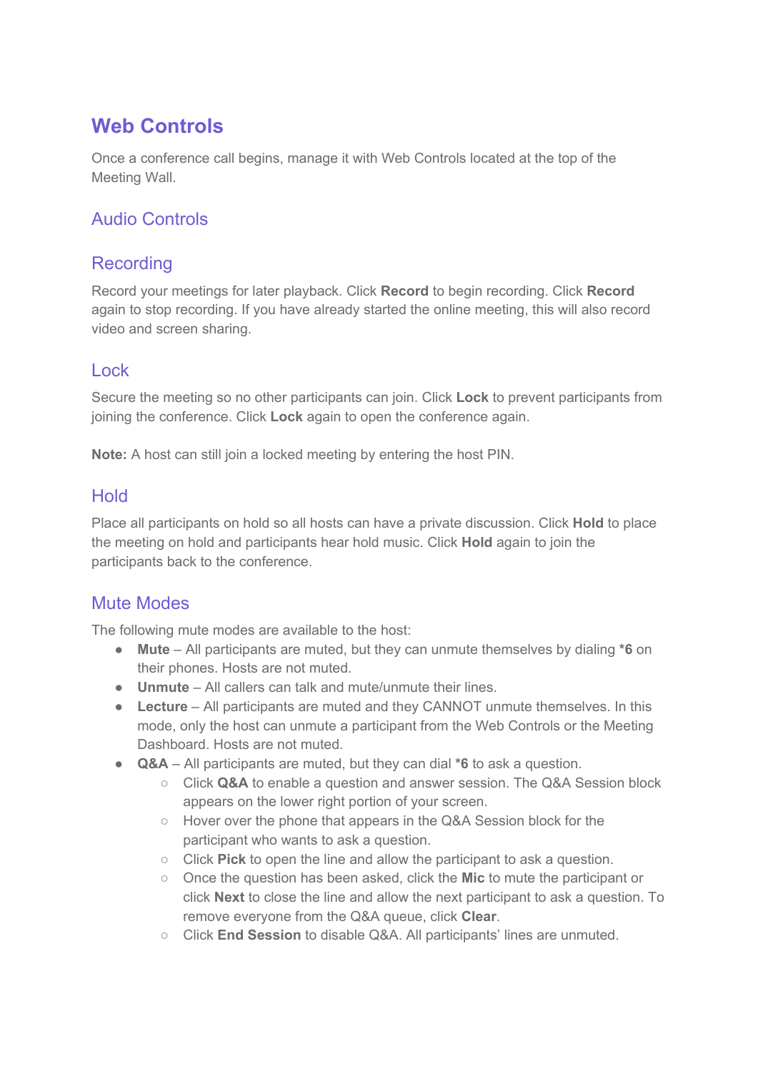# Web Controls

Once a conference call begins, manage it with Web Controls located at the top of the Meeting Wall.

## Audio Controls

## Recording

Record your meetings for later playback. Click **Record** to begin recording. Click **Record** again to stop recording. If you have already started the online meeting, this will also record video and screen sharing.

## Lock

Secure the meeting so no other participants can join. Click **Lock** to prevent participants from joining the conference. Click **Lock** again to open the conference again.

**Note:** A host can still join a locked meeting by entering the host PIN.

## Hold

Place all participants on hold so all hosts can have a private discussion. Click **Hold** to place the meeting on hold and participants hear hold music. Click **Hold** again to join the participants back to the conference.

## Mute Modes

The following mute modes are available to the host:

- **Mute** – All participants are muted, but they can unmute themselves by dialing ***6** on their phones. Hosts are not muted.
- **Unmute** – All callers can talk and mute/unmute their lines.
- **Lecture** – All participants are muted and they CANNOT unmute themselves. In this mode, only the host can unmute a participant from the Web Controls or the Meeting Dashboard. Hosts are not muted.
- **Q&A** – All participants are muted, but they can dial ***6** to ask a question.
  - Click **Q&A** to enable a question and answer session. The Q&A Session block appears on the lower right portion of your screen.
  - Hover over the phone that appears in the Q&A Session block for the participant who wants to ask a question.
  - Click **Pick** to open the line and allow the participant to ask a question.
  - Once the question has been asked, click the **Mic** to mute the participant or click **Next** to close the line and allow the next participant to ask a question. To remove everyone from the Q&A queue, click **Clear**.
  - Click **End Session** to disable Q&A. All participants' lines are unmuted.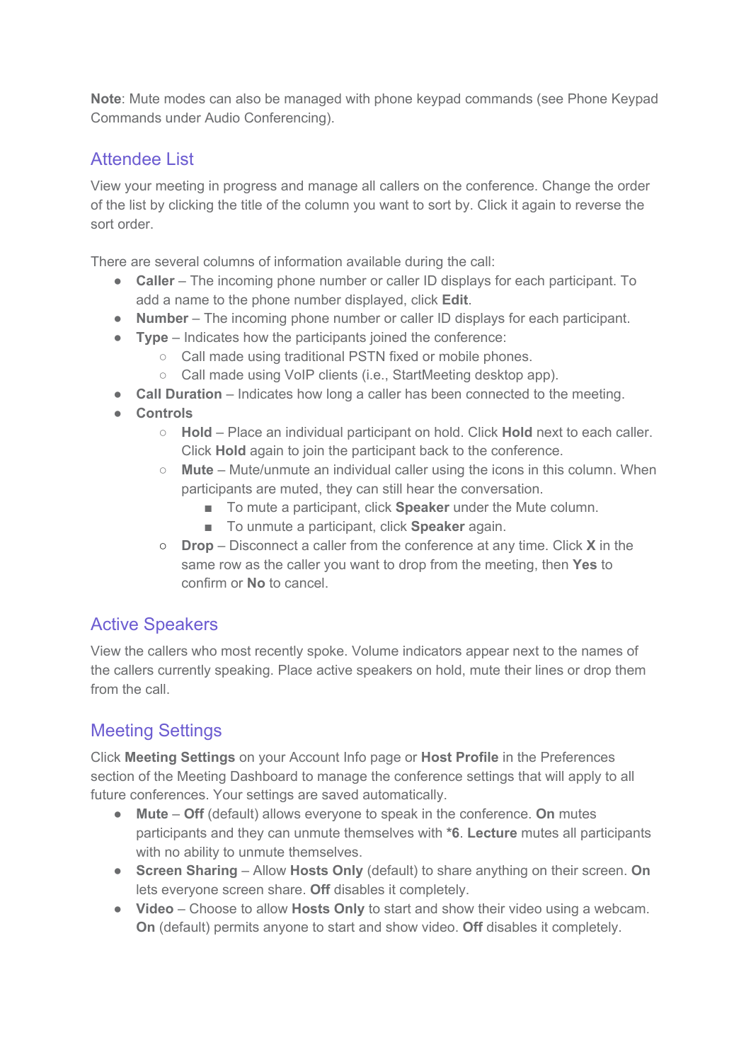**Note**: Mute modes can also be managed with phone keypad commands (see Phone Keypad Commands under Audio Conferencing).

## Attendee List

View your meeting in progress and manage all callers on the conference. Change the order of the list by clicking the title of the column you want to sort by. Click it again to reverse the sort order.

There are several columns of information available during the call:

- **Caller** – The incoming phone number or caller ID displays for each participant. To add a name to the phone number displayed, click **Edit**.
- **Number** – The incoming phone number or caller ID displays for each participant.
- **Type** – Indicates how the participants joined the conference:
  - Call made using traditional PSTN fixed or mobile phones.
  - Call made using VoIP clients (i.e., StartMeeting desktop app).
- **Call Duration** – Indicates how long a caller has been connected to the meeting.
- **Controls**
  - **Hold** – Place an individual participant on hold. Click **Hold** next to each caller. Click **Hold** again to join the participant back to the conference.
  - **Mute** – Mute/unmute an individual caller using the icons in this column. When participants are muted, they can still hear the conversation.
    - To mute a participant, click **Speaker** under the Mute column.
    - To unmute a participant, click **Speaker** again.
  - **Drop** – Disconnect a caller from the conference at any time. Click **X** in the same row as the caller you want to drop from the meeting, then **Yes** to confirm or **No** to cancel.

## Active Speakers

View the callers who most recently spoke. Volume indicators appear next to the names of the callers currently speaking. Place active speakers on hold, mute their lines or drop them from the call.

## Meeting Settings

Click **Meeting Settings** on your Account Info page or **Host Profile** in the Preferences section of the Meeting Dashboard to manage the conference settings that will apply to all future conferences. Your settings are saved automatically.

- **Mute** – **Off** (default) allows everyone to speak in the conference. **On** mutes participants and they can unmute themselves with ***6**. **Lecture** mutes all participants with no ability to unmute themselves.
- **Screen Sharing** – Allow **Hosts Only** (default) to share anything on their screen. **On** lets everyone screen share. **Off** disables it completely.
- **Video** – Choose to allow **Hosts Only** to start and show their video using a webcam. **On** (default) permits anyone to start and show video. **Off** disables it completely.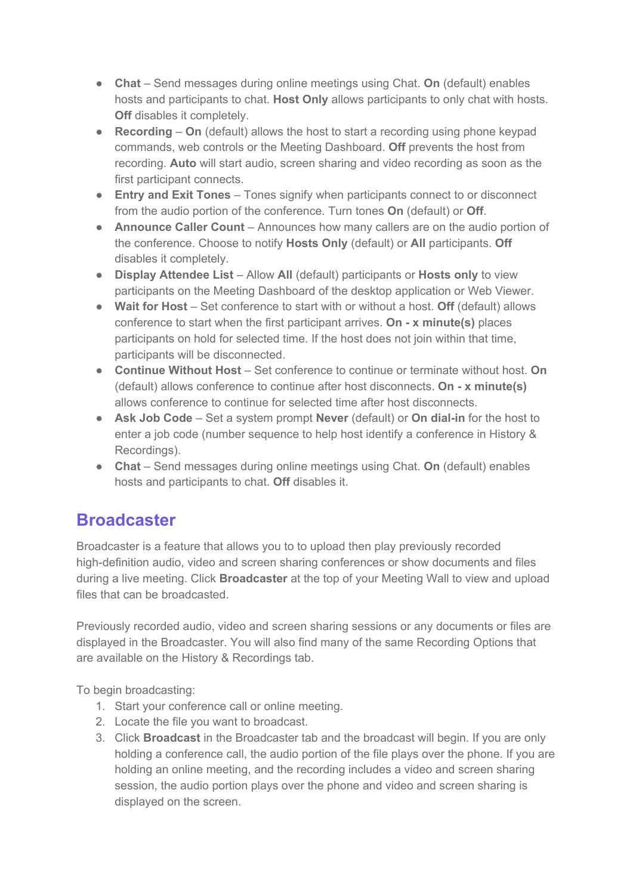- **Chat** – Send messages during online meetings using Chat. **On** (default) enables hosts and participants to chat. **Host Only** allows participants to only chat with hosts. **Off** disables it completely.
- **Recording** – **On** (default) allows the host to start a recording using phone keypad commands, web controls or the Meeting Dashboard. **Off** prevents the host from recording. **Auto** will start audio, screen sharing and video recording as soon as the first participant connects.
- **Entry and Exit Tones** – Tones signify when participants connect to or disconnect from the audio portion of the conference. Turn tones **On** (default) or **Off**.
- **Announce Caller Count** – Announces how many callers are on the audio portion of the conference. Choose to notify **Hosts Only** (default) or **All** participants. **Off** disables it completely.
- **Display Attendee List** – Allow **All** (default) participants or **Hosts only** to view participants on the Meeting Dashboard of the desktop application or Web Viewer.
- **Wait for Host** – Set conference to start with or without a host. **Off** (default) allows conference to start when the first participant arrives. **On - x minute(s)** places participants on hold for selected time. If the host does not join within that time, participants will be disconnected.
- **Continue Without Host** – Set conference to continue or terminate without host. **On** (default) allows conference to continue after host disconnects. **On - x minute(s)** allows conference to continue for selected time after host disconnects.
- **Ask Job Code** – Set a system prompt **Never** (default) or **On dial-in** for the host to enter a job code (number sequence to help host identify a conference in History & Recordings).
- **Chat** – Send messages during online meetings using Chat. **On** (default) enables hosts and participants to chat. **Off** disables it.

## Broadcaster

Broadcaster is a feature that allows you to to upload then play previously recorded high-definition audio, video and screen sharing conferences or show documents and files during a live meeting. Click **Broadcaster** at the top of your Meeting Wall to view and upload files that can be broadcasted.

Previously recorded audio, video and screen sharing sessions or any documents or files are displayed in the Broadcaster. You will also find many of the same Recording Options that are available on the History & Recordings tab.

To begin broadcasting:

1. Start your conference call or online meeting.
2. Locate the file you want to broadcast.
3. Click **Broadcast** in the Broadcaster tab and the broadcast will begin. If you are only holding a conference call, the audio portion of the file plays over the phone. If you are holding an online meeting, and the recording includes a video and screen sharing session, the audio portion plays over the phone and video and screen sharing is displayed on the screen.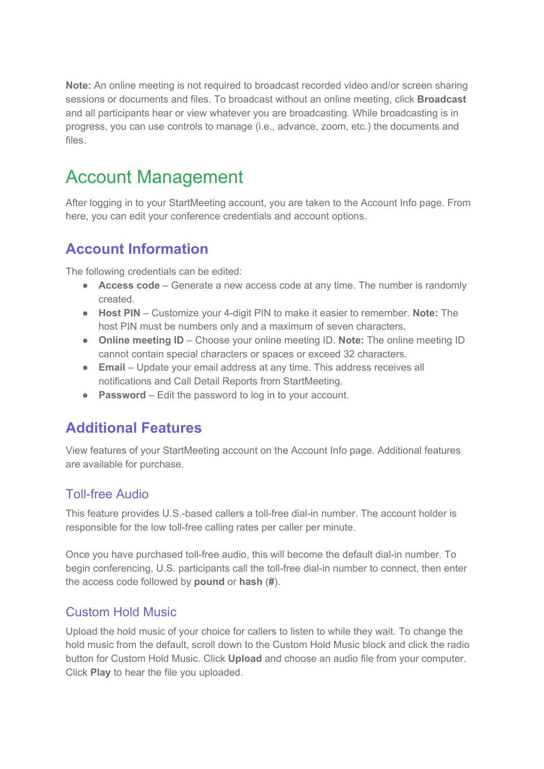**Note:** An online meeting is not required to broadcast recorded video and/or screen sharing sessions or documents and files. To broadcast without an online meeting, click **Broadcast** and all participants hear or view whatever you are broadcasting. While broadcasting is in progress, you can use controls to manage (i.e., advance, zoom, etc.) the documents and files.

# Account Management

After logging in to your StartMeeting account, you are taken to the Account Info page. From here, you can edit your conference credentials and account options.

## Account Information

The following credentials can be edited:

- **Access code** – Generate a new access code at any time. The number is randomly created.
- **Host PIN** – Customize your 4-digit PIN to make it easier to remember. **Note:** The host PIN must be numbers only and a maximum of seven characters.
- **Online meeting ID** – Choose your online meeting ID. **Note:** The online meeting ID cannot contain special characters or spaces or exceed 32 characters.
- **Email** – Update your email address at any time. This address receives all notifications and Call Detail Reports from StartMeeting.
- **Password** – Edit the password to log in to your account.

## Additional Features

View features of your StartMeeting account on the Account Info page. Additional features are available for purchase.

### Toll-free Audio

This feature provides U.S.-based callers a toll-free dial-in number. The account holder is responsible for the low toll-free calling rates per caller per minute.

Once you have purchased toll-free audio, this will become the default dial-in number. To begin conferencing, U.S. participants call the toll-free dial-in number to connect, then enter the access code followed by **pound** or **hash** (**#**).

### Custom Hold Music

Upload the hold music of your choice for callers to listen to while they wait. To change the hold music from the default, scroll down to the Custom Hold Music block and click the radio button for Custom Hold Music. Click **Upload** and choose an audio file from your computer. Click **Play** to hear the file you uploaded.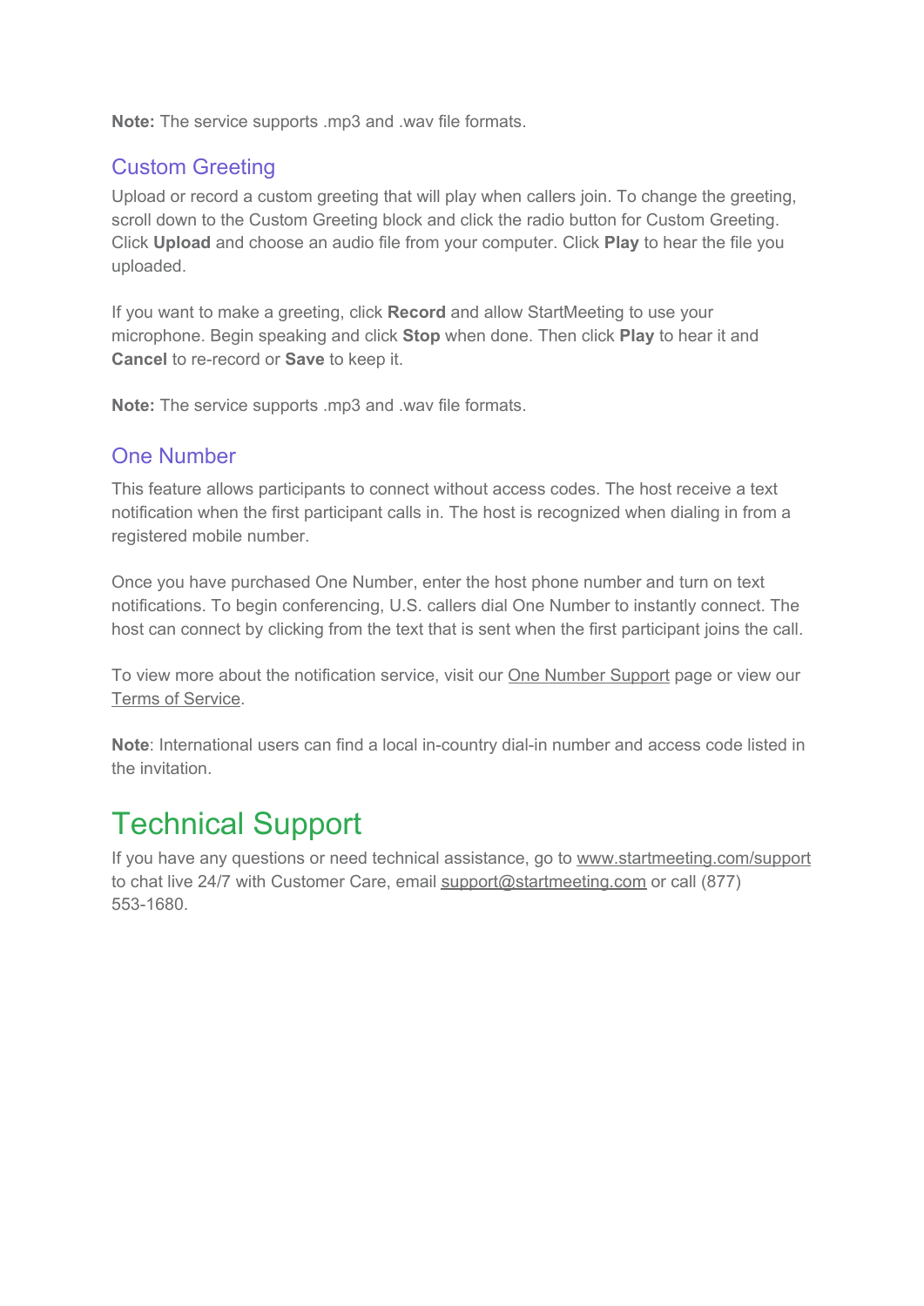**Note:** The service supports .mp3 and .wav file formats.

### Custom Greeting

Upload or record a custom greeting that will play when callers join. To change the greeting, scroll down to the Custom Greeting block and click the radio button for Custom Greeting. Click **Upload** and choose an audio file from your computer. Click **Play** to hear the file you uploaded.

If you want to make a greeting, click **Record** and allow StartMeeting to use your microphone. Begin speaking and click **Stop** when done. Then click **Play** to hear it and **Cancel** to re-record or **Save** to keep it.

**Note:** The service supports .mp3 and .wav file formats.

### One Number

This feature allows participants to connect without access codes. The host receive a text notification when the first participant calls in. The host is recognized when dialing in from a registered mobile number.

Once you have purchased One Number, enter the host phone number and turn on text notifications. To begin conferencing, U.S. callers dial One Number to instantly connect. The host can connect by clicking from the text that is sent when the first participant joins the call.

To view more about the notification service, visit our One Number Support page or view our Terms of Service.

**Note**: International users can find a local in-country dial-in number and access code listed in the invitation.

## Technical Support

If you have any questions or need technical assistance, go to www.startmeeting.com/support to chat live 24/7 with Customer Care, email support@startmeeting.com or call (877) 553-1680.